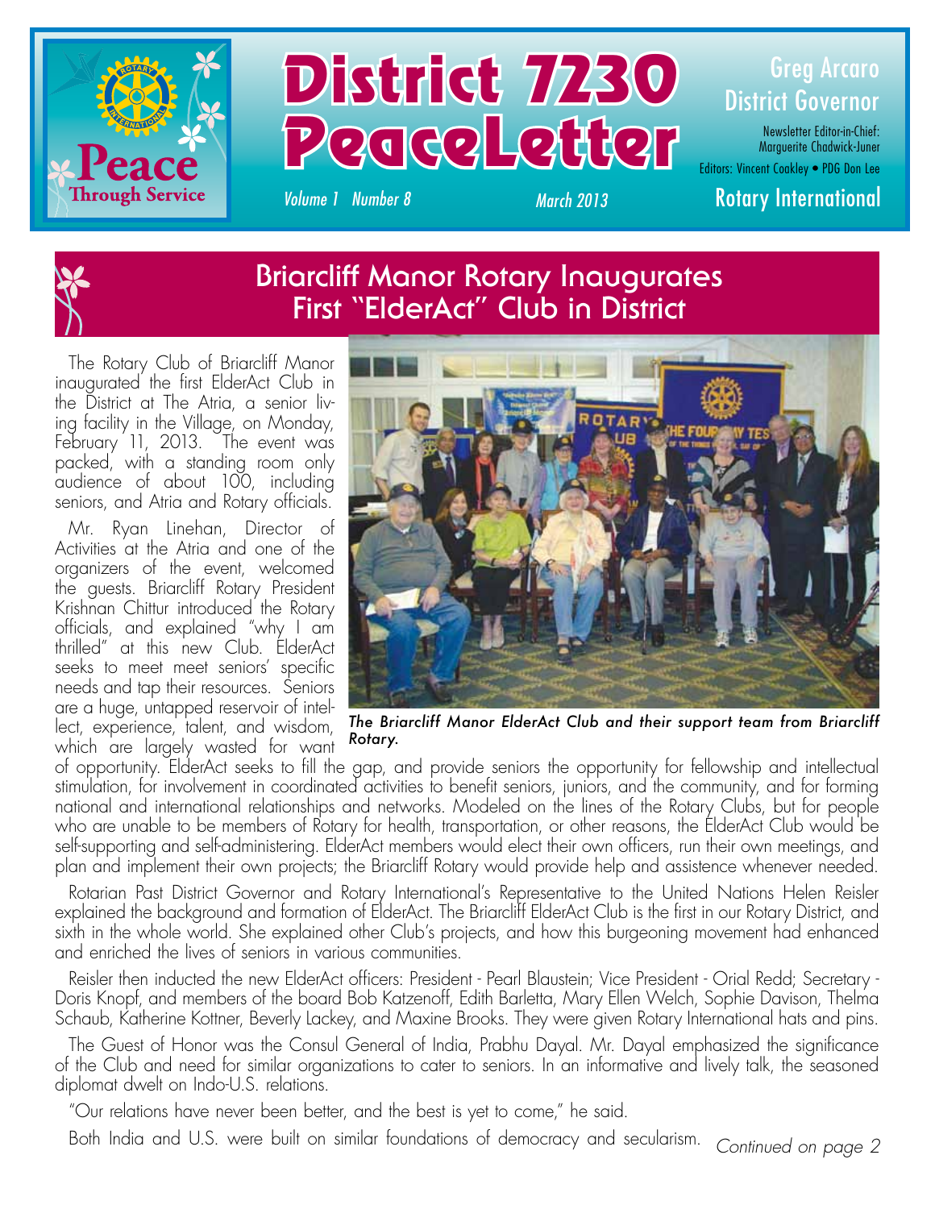# District 7230 PeaceLetter

Peace Through Service

*Volume 1 Number 8* — *March 2013*

Greg Arcaro
District Governor

Newsletter Editor-in-Chief: Marguerite Chadwick-Juner
Editors: Vincent Coakley • PDG Don Lee

Rotary International

## Briarcliff Manor Rotary Inaugurates First "ElderAct" Club in District

The Rotary Club of Briarcliff Manor inaugurated the first ElderAct Club in the District at The Atria, a senior living facility in the Village, on Monday, February 11, 2013. The event was packed, with a standing room only audience of about 100, including seniors, and Atria and Rotary officials.

Mr. Ryan Linehan, Director of Activities at the Atria and one of the organizers of the event, welcomed the guests. Briarcliff Rotary President Krishnan Chittur introduced the Rotary officials, and explained "why I am thrilled" at this new Club. ElderAct seeks to meet meet seniors' specific needs and tap their resources. Seniors are a huge, untapped reservoir of intellect, experience, talent, and wisdom, which are largely wasted for want of opportunity. ElderAct seeks to fill the gap, and provide seniors the opportunity for fellowship and intellectual stimulation, for involvement in coordinated activities to benefit seniors, juniors, and the community, and for forming national and international relationships and networks. Modeled on the lines of the Rotary Clubs, but for people who are unable to be members of Rotary for health, transportation, or other reasons, the ElderAct Club would be self-supporting and self-administering. ElderAct members would elect their own officers, run their own meetings, and plan and implement their own projects; the Briarcliff Rotary would provide help and assistence whenever needed.

*The Briarcliff Manor ElderAct Club and their support team from Briarcliff Rotary.*

Rotarian Past District Governor and Rotary International's Representative to the United Nations Helen Reisler explained the background and formation of ElderAct. The Briarcliff ElderAct Club is the first in our Rotary District, and sixth in the whole world. She explained other Club's projects, and how this burgeoning movement had enhanced and enriched the lives of seniors in various communities.

Reisler then inducted the new ElderAct officers: President - Pearl Blaustein; Vice President - Orial Redd; Secretary - Doris Knopf, and members of the board Bob Katzenoff, Edith Barletta, Mary Ellen Welch, Sophie Davison, Thelma Schaub, Katherine Kottner, Beverly Lackey, and Maxine Brooks. They were given Rotary International hats and pins.

The Guest of Honor was the Consul General of India, Prabhu Dayal. Mr. Dayal emphasized the significance of the Club and need for similar organizations to cater to seniors. In an informative and lively talk, the seasoned diplomat dwelt on Indo-U.S. relations.

"Our relations have never been better, and the best is yet to come," he said.

Both India and U.S. were built on similar foundations of democracy and secularism. *Continued on page 2*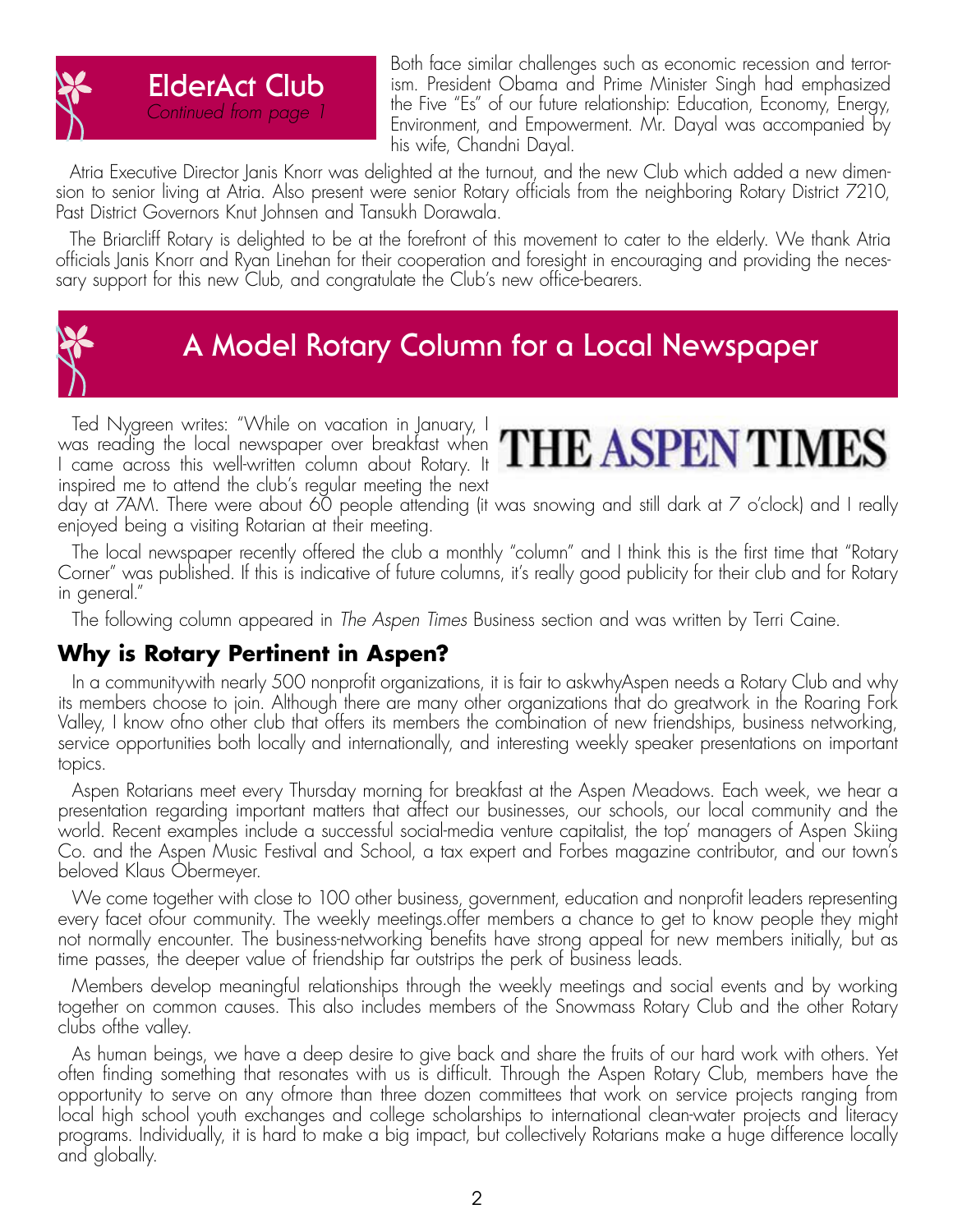## ElderAct Club

*Continued from page 1*

Both face similar challenges such as economic recession and terrorism. President Obama and Prime Minister Singh had emphasized the Five "Es" of our future relationship: Education, Economy, Energy, Environment, and Empowerment. Mr. Dayal was accompanied by his wife, Chandni Dayal.

Atria Executive Director Janis Knorr was delighted at the turnout, and the new Club which added a new dimension to senior living at Atria. Also present were senior Rotary officials from the neighboring Rotary District 7210, Past District Governors Knut Johnsen and Tansukh Dorawala.

The Briarcliff Rotary is delighted to be at the forefront of this movement to cater to the elderly. We thank Atria officials Janis Knorr and Ryan Linehan for their cooperation and foresight in encouraging and providing the necessary support for this new Club, and congratulate the Club's new office-bearers.

## A Model Rotary Column for a Local Newspaper

THE ASPEN TIMES

Ted Nygreen writes: "While on vacation in January, I was reading the local newspaper over breakfast when I came across this well-written column about Rotary. It inspired me to attend the club's regular meeting the next day at 7AM. There were about 60 people attending (it was snowing and still dark at 7 o'clock) and I really enjoyed being a visiting Rotarian at their meeting.

The local newspaper recently offered the club a monthly "column" and I think this is the first time that "Rotary Corner" was published. If this is indicative of future columns, it's really good publicity for their club and for Rotary in general."

The following column appeared in *The Aspen Times* Business section and was written by Terri Caine.

### Why is Rotary Pertinent in Aspen?

In a communitywith nearly 500 nonprofit organizations, it is fair to askwhyAspen needs a Rotary Club and why its members choose to join. Although there are many other organizations that do greatwork in the Roaring Fork Valley, I know ofno other club that offers its members the combination of new friendships, business networking, service opportunities both locally and internationally, and interesting weekly speaker presentations on important topics.

Aspen Rotarians meet every Thursday morning for breakfast at the Aspen Meadows. Each week, we hear a presentation regarding important matters that affect our businesses, our schools, our local community and the world. Recent examples include a successful social-media venture capitalist, the top' managers of Aspen Skiing Co. and the Aspen Music Festival and School, a tax expert and Forbes magazine contributor, and our town's beloved Klaus Obermeyer.

We come together with close to 100 other business, government, education and nonprofit leaders representing every facet ofour community. The weekly meetings.offer members a chance to get to know people they might not normally encounter. The business-networking benefits have strong appeal for new members initially, but as time passes, the deeper value of friendship far outstrips the perk of business leads.

Members develop meaningful relationships through the weekly meetings and social events and by working together on common causes. This also includes members of the Snowmass Rotary Club and the other Rotary clubs ofthe valley.

As human beings, we have a deep desire to give back and share the fruits of our hard work with others. Yet often finding something that resonates with us is difficult. Through the Aspen Rotary Club, members have the opportunity to serve on any ofmore than three dozen committees that work on service projects ranging from local high school youth exchanges and college scholarships to international clean-water projects and literacy programs. Individually, it is hard to make a big impact, but collectively Rotarians make a huge difference locally and globally.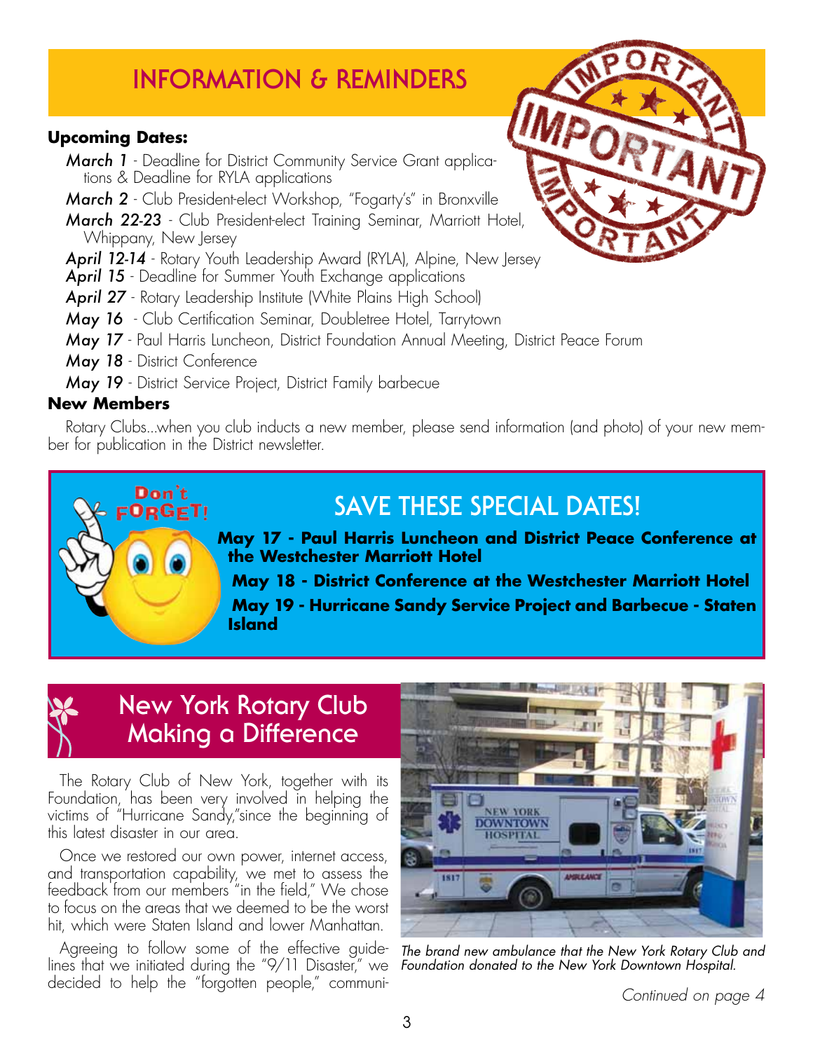# INFORMATION & REMINDERS

**Upcoming Dates:**

*March 1* - Deadline for District Community Service Grant applications & Deadline for RYLA applications

*March 2* - Club President-elect Workshop, "Fogarty's" in Bronxville

*March 22-23* - Club President-elect Training Seminar, Marriott Hotel, Whippany, New Jersey

*April 12-14* - Rotary Youth Leadership Award (RYLA), Alpine, New Jersey

*April 15* - Deadline for Summer Youth Exchange applications

*April 27* - Rotary Leadership Institute (White Plains High School)

*May 16* - Club Certification Seminar, Doubletree Hotel, Tarrytown

*May 17* - Paul Harris Luncheon, District Foundation Annual Meeting, District Peace Forum

*May 18* - District Conference

*May 19* - District Service Project, District Family barbecue

**New Members**

Rotary Clubs...when you club inducts a new member, please send information (and photo) of your new member for publication in the District newsletter.

## SAVE THESE SPECIAL DATES!

**May 17 - Paul Harris Luncheon and District Peace Conference at the Westchester Marriott Hotel**

**May 18 - District Conference at the Westchester Marriott Hotel**

**May 19 - Hurricane Sandy Service Project and Barbecue - Staten Island**

## New York Rotary Club Making a Difference

The Rotary Club of New York, together with its Foundation, has been very involved in helping the victims of "Hurricane Sandy,"since the beginning of this latest disaster in our area.

Once we restored our own power, internet access, and transportation capability, we met to assess the feedback from our members "in the field," We chose to focus on the areas that we deemed to be the worst hit, which were Staten Island and lower Manhattan.

Agreeing to follow some of the effective guidelines that we initiated during the "9/11 Disaster," we decided to help the "forgotten people," communi-

*The brand new ambulance that the New York Rotary Club and Foundation donated to the New York Downtown Hospital.*

*Continued on page 4*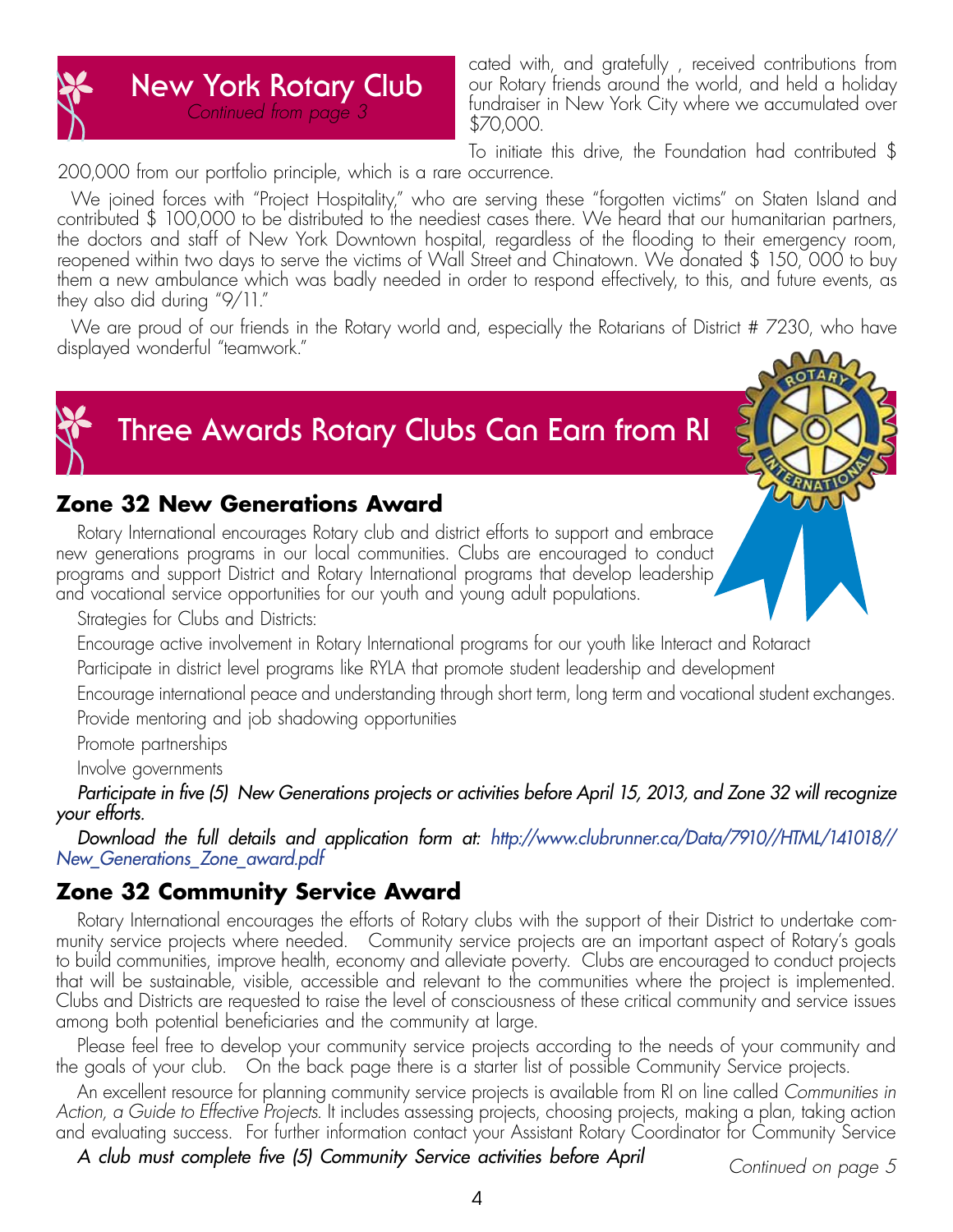## New York Rotary Club

*Continued from page 3*

cated with, and gratefully , received contributions from our Rotary friends around the world, and held a holiday fundraiser in New York City where we accumulated over $70,000.

To initiate this drive, the Foundation had contributed $ 200,000 from our portfolio principle, which is a rare occurrence.

We joined forces with "Project Hospitality," who are serving these "forgotten victims" on Staten Island and contributed $ 100,000 to be distributed to the neediest cases there. We heard that our humanitarian partners, the doctors and staff of New York Downtown hospital, regardless of the flooding to their emergency room, reopened within two days to serve the victims of Wall Street and Chinatown. We donated $ 150, 000 to buy them a new ambulance which was badly needed in order to respond effectively, to this, and future events, as they also did during "9/11."

We are proud of our friends in the Rotary world and, especially the Rotarians of District # 7230, who have displayed wonderful "teamwork."

## Three Awards Rotary Clubs Can Earn from RI

### Zone 32 New Generations Award

Rotary International encourages Rotary club and district efforts to support and embrace new generations programs in our local communities. Clubs are encouraged to conduct programs and support District and Rotary International programs that develop leadership and vocational service opportunities for our youth and young adult populations.

Strategies for Clubs and Districts:

Encourage active involvement in Rotary International programs for our youth like Interact and Rotaract

Participate in district level programs like RYLA that promote student leadership and development

Encourage international peace and understanding through short term, long term and vocational student exchanges.

Provide mentoring and job shadowing opportunities

Promote partnerships

Involve governments

*Participate in five (5) New Generations projects or activities before April 15, 2013, and Zone 32 will recognize your efforts.*

*Download the full details and application form at: http://www.clubrunner.ca/Data/7910//HTML/141018//New_Generations_Zone_award.pdf*

### Zone 32 Community Service Award

Rotary International encourages the efforts of Rotary clubs with the support of their District to undertake community service projects where needed. Community service projects are an important aspect of Rotary's goals to build communities, improve health, economy and alleviate poverty. Clubs are encouraged to conduct projects that will be sustainable, visible, accessible and relevant to the communities where the project is implemented. Clubs and Districts are requested to raise the level of consciousness of these critical community and service issues among both potential beneficiaries and the community at large.

Please feel free to develop your community service projects according to the needs of your community and the goals of your club. On the back page there is a starter list of possible Community Service projects.

An excellent resource for planning community service projects is available from RI on line called *Communities in Action, a Guide to Effective Projects.* It includes assessing projects, choosing projects, making a plan, taking action and evaluating success. For further information contact your Assistant Rotary Coordinator for Community Service

*A club must complete five (5) Community Service activities before April*

*Continued on page 5*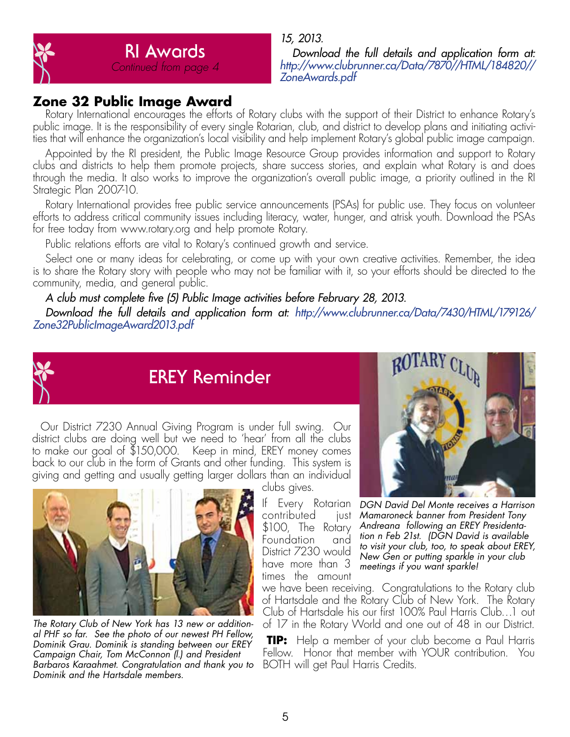## RI Awards

*Continued from page 4*

*15, 2013.*

*Download the full details and application form at: http://www.clubrunner.ca/Data/7870//HTML/184820//ZoneAwards.pdf*

### Zone 32 Public Image Award

Rotary International encourages the efforts of Rotary clubs with the support of their District to enhance Rotary's public image. It is the responsibility of every single Rotarian, club, and district to develop plans and initiating activities that will enhance the organization's local visibility and help implement Rotary's global public image campaign.

Appointed by the RI president, the Public Image Resource Group provides information and support to Rotary clubs and districts to help them promote projects, share success stories, and explain what Rotary is and does through the media. It also works to improve the organization's overall public image, a priority outlined in the RI Strategic Plan 2007-10.

Rotary International provides free public service announcements (PSAs) for public use. They focus on volunteer efforts to address critical community issues including literacy, water, hunger, and atrisk youth. Download the PSAs for free today from www.rotary.org and help promote Rotary.

Public relations efforts are vital to Rotary's continued growth and service.

Select one or many ideas for celebrating, or come up with your own creative activities. Remember, the idea is to share the Rotary story with people who may not be familiar with it, so your efforts should be directed to the community, media, and general public.

*A club must complete five (5) Public Image activities before February 28, 2013.*

*Download the full details and application form at: http://www.clubrunner.ca/Data/7430/HTML/179126/Zone32PublicImageAward2013.pdf*

## EREY Reminder

Our District 7230 Annual Giving Program is under full swing. Our district clubs are doing well but we need to 'hear' from all the clubs to make our goal of $150,000. Keep in mind, EREY money comes back to our club in the form of Grants and other funding. This system is giving and getting and usually getting larger dollars than an individual clubs gives.

If Every Rotarian contributed just $100, The Rotary Foundation and District 7230 would have more than 3 times the amount we have been receiving. Congratulations to the Rotary club of Hartsdale and the Rotary Club of New York. The Rotary Club of Hartsdale his our first 100% Paul Harris Club…1 out of 17 in the Rotary World and one out of 48 in our District.

**TIP:** Help a member of your club become a Paul Harris Fellow. Honor that member with YOUR contribution. You BOTH will get Paul Harris Credits.

*DGN David Del Monte receives a Harrison Mamaroneck banner from President Tony Andreana following an EREY Presidentation n Feb 21st. (DGN David is available to visit your club, too, to speak about EREY, New Gen or putting sparkle in your club meetings if you want sparkle!*

*The Rotary Club of New York has 13 new or additional PHF so far. See the photo of our newest PH Fellow, Dominik Grau. Dominik is standing between our EREY Campaign Chair, Tom McConnon (l.) and President Barbaros Karaahmet. Congratulation and thank you to Dominik and the Hartsdale members.*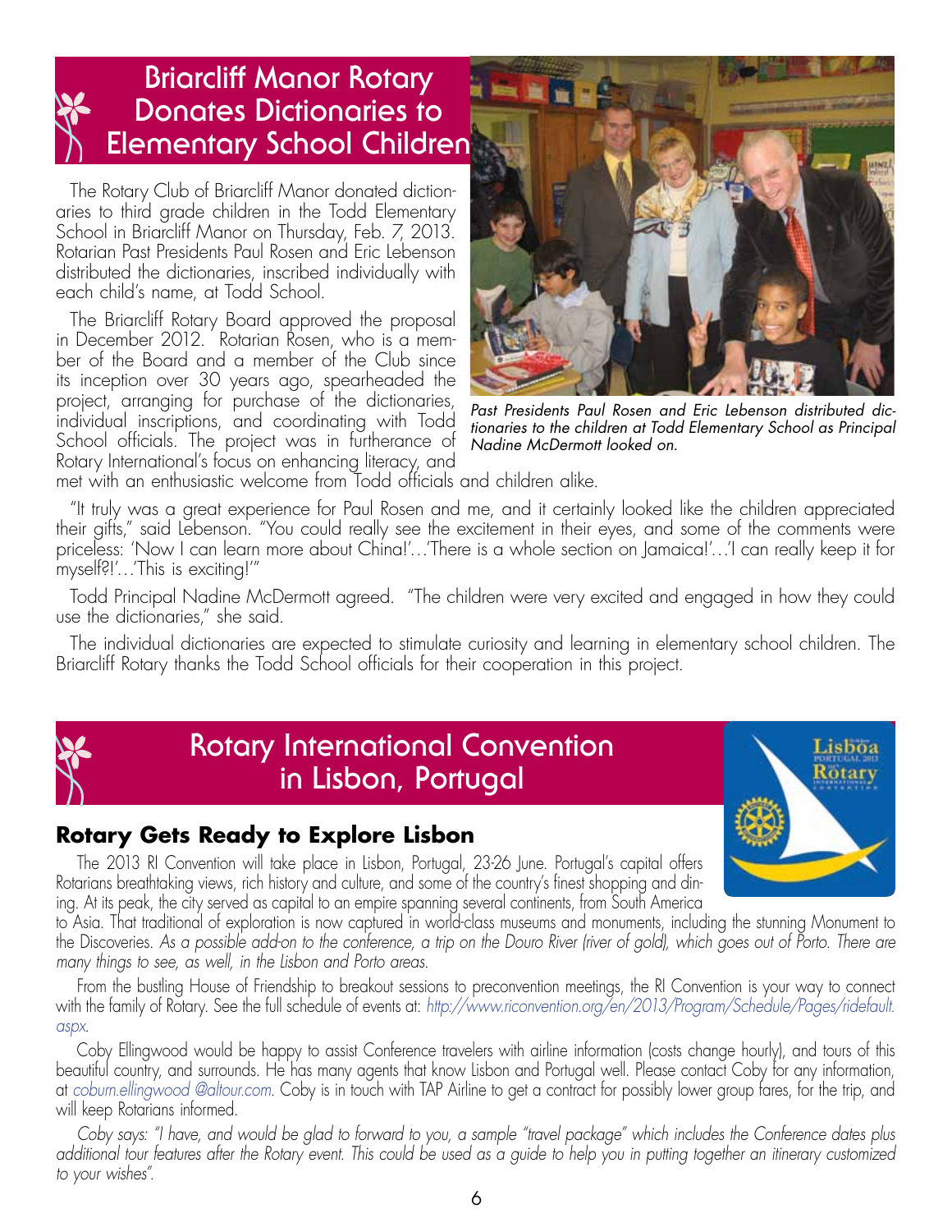# Briarcliff Manor Rotary Donates Dictionaries to Elementary School Children

The Rotary Club of Briarcliff Manor donated dictionaries to third grade children in the Todd Elementary School in Briarcliff Manor on Thursday, Feb. 7, 2013. Rotarian Past Presidents Paul Rosen and Eric Lebenson distributed the dictionaries, inscribed individually with each child's name, at Todd School.

The Briarcliff Rotary Board approved the proposal in December 2012. Rotarian Rosen, who is a member of the Board and a member of the Club since its inception over 30 years ago, spearheaded the project, arranging for purchase of the dictionaries, individual inscriptions, and coordinating with Todd School officials. The project was in furtherance of Rotary International's focus on enhancing literacy, and met with an enthusiastic welcome from Todd officials and children alike.

*Past Presidents Paul Rosen and Eric Lebenson distributed dictionaries to the children at Todd Elementary School as Principal Nadine McDermott looked on.*

"It truly was a great experience for Paul Rosen and me, and it certainly looked like the children appreciated their gifts," said Lebenson. "You could really see the excitement in their eyes, and some of the comments were priceless: 'Now I can learn more about China!'…'There is a whole section on Jamaica!'…'I can really keep it for myself?!'…'This is exciting!'"

Todd Principal Nadine McDermott agreed. "The children were very excited and engaged in how they could use the dictionaries," she said.

The individual dictionaries are expected to stimulate curiosity and learning in elementary school children. The Briarcliff Rotary thanks the Todd School officials for their cooperation in this project.

# Rotary International Convention in Lisbon, Portugal

## Rotary Gets Ready to Explore Lisbon

The 2013 RI Convention will take place in Lisbon, Portugal, 23-26 June. Portugal's capital offers Rotarians breathtaking views, rich history and culture, and some of the country's finest shopping and dining. At its peak, the city served as capital to an empire spanning several continents, from South America to Asia. That traditional of exploration is now captured in world-class museums and monuments, including the stunning Monument to the Discoveries. *As a possible add-on to the conference, a trip on the Douro River (river of gold), which goes out of Porto. There are many things to see, as well, in the Lisbon and Porto areas.*

From the bustling House of Friendship to breakout sessions to preconvention meetings, the RI Convention is your way to connect with the family of Rotary. See the full schedule of events at: *http://www.riconvention.org/en/2013/Program/Schedule/Pages/ridefault.aspx*.

Coby Ellingwood would be happy to assist Conference travelers with airline information (costs change hourly), and tours of this beautiful country, and surrounds. He has many agents that know Lisbon and Portugal well. Please contact Coby for any information, at *coburn.ellingwood @altour.com*. Coby is in touch with TAP Airline to get a contract for possibly lower group fares, for the trip, and will keep Rotarians informed.

*Coby says: "I have, and would be glad to forward to you, a sample "travel package" which includes the Conference dates plus additional tour features after the Rotary event. This could be used as a guide to help you in putting together an itinerary customized to your wishes".*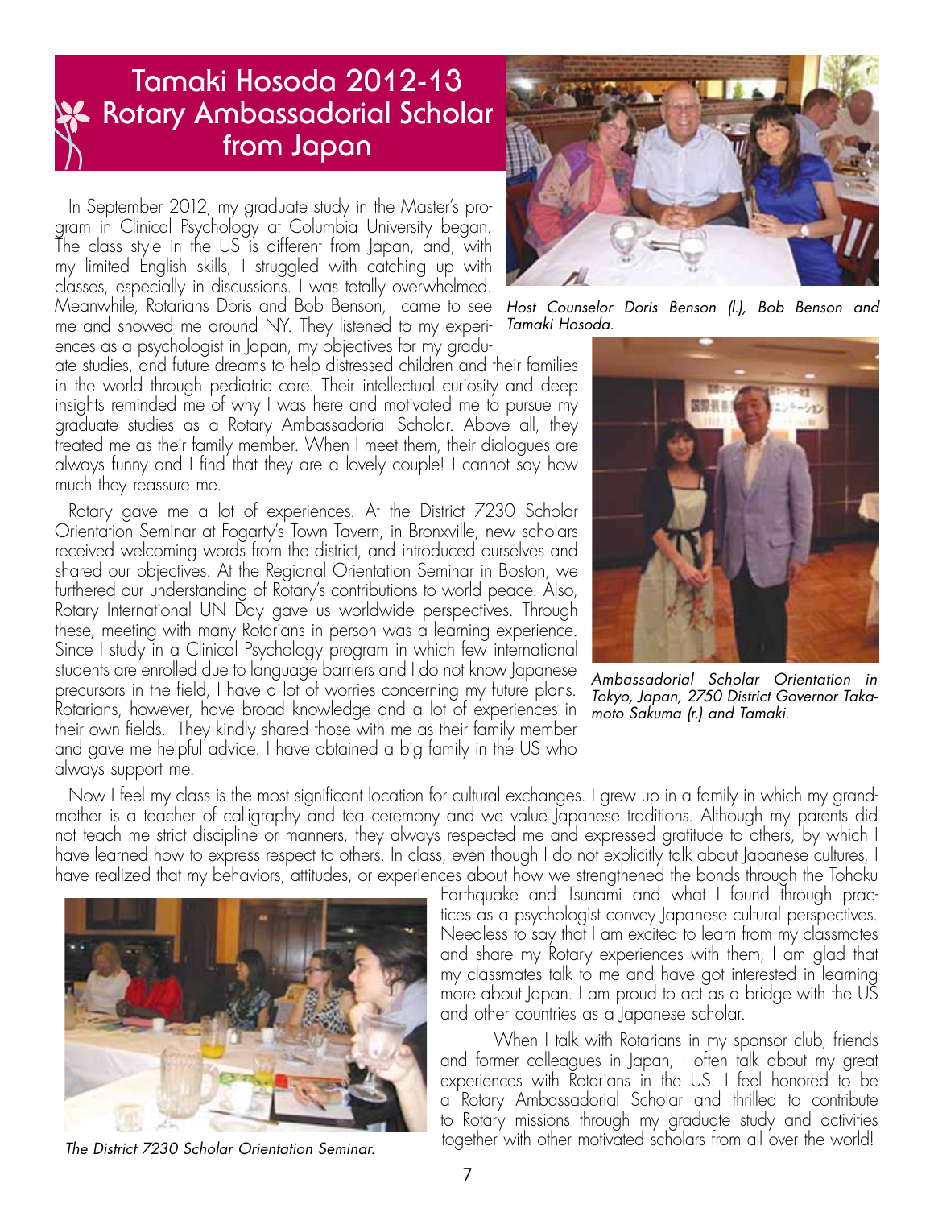# Tamaki Hosoda 2012-13 Rotary Ambassadorial Scholar from Japan

In September 2012, my graduate study in the Master's program in Clinical Psychology at Columbia University began. The class style in the US is different from Japan, and, with my limited English skills, I struggled with catching up with classes, especially in discussions. I was totally overwhelmed. Meanwhile, Rotarians Doris and Bob Benson, came to see me and showed me around NY. They listened to my experiences as a psychologist in Japan, my objectives for my graduate studies, and future dreams to help distressed children and their families in the world through pediatric care. Their intellectual curiosity and deep insights reminded me of why I was here and motivated me to pursue my graduate studies as a Rotary Ambassadorial Scholar. Above all, they treated me as their family member. When I meet them, their dialogues are always funny and I find that they are a lovely couple! I cannot say how much they reassure me.

*Host Counselor Doris Benson (l.), Bob Benson and Tamaki Hosoda.*

Rotary gave me a lot of experiences. At the District 7230 Scholar Orientation Seminar at Fogarty's Town Tavern, in Bronxville, new scholars received welcoming words from the district, and introduced ourselves and shared our objectives. At the Regional Orientation Seminar in Boston, we furthered our understanding of Rotary's contributions to world peace. Also, Rotary International UN Day gave us worldwide perspectives. Through these, meeting with many Rotarians in person was a learning experience. Since I study in a Clinical Psychology program in which few international students are enrolled due to language barriers and I do not know Japanese precursors in the field, I have a lot of worries concerning my future plans. Rotarians, however, have broad knowledge and a lot of experiences in their own fields. They kindly shared those with me as their family member and gave me helpful advice. I have obtained a big family in the US who always support me.

*Ambassadorial Scholar Orientation in Tokyo, Japan, 2750 District Governor Takamoto Sakuma (r.) and Tamaki.*

Now I feel my class is the most significant location for cultural exchanges. I grew up in a family in which my grandmother is a teacher of calligraphy and tea ceremony and we value Japanese traditions. Although my parents did not teach me strict discipline or manners, they always respected me and expressed gratitude to others, by which I have learned how to express respect to others. In class, even though I do not explicitly talk about Japanese cultures, I have realized that my behaviors, attitudes, or experiences about how we strengthened the bonds through the Tohoku Earthquake and Tsunami and what I found through practices as a psychologist convey Japanese cultural perspectives. Needless to say that I am excited to learn from my classmates and share my Rotary experiences with them, I am glad that my classmates talk to me and have got interested in learning more about Japan. I am proud to act as a bridge with the US and other countries as a Japanese scholar.

When I talk with Rotarians in my sponsor club, friends and former colleagues in Japan, I often talk about my great experiences with Rotarians in the US. I feel honored to be a Rotary Ambassadorial Scholar and thrilled to contribute to Rotary missions through my graduate study and activities together with other motivated scholars from all over the world!

*The District 7230 Scholar Orientation Seminar.*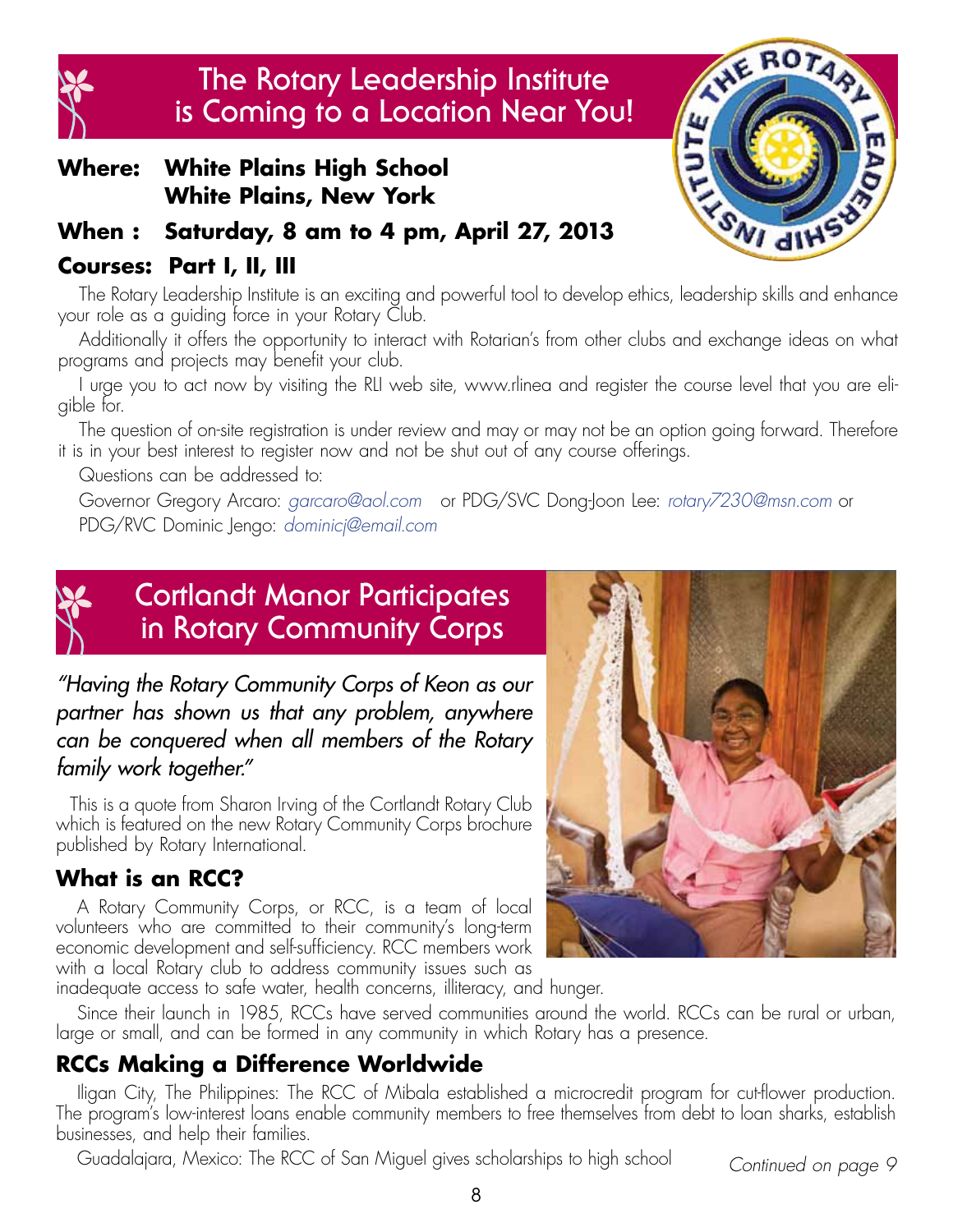# The Rotary Leadership Institute is Coming to a Location Near You!

**Where: White Plains High School**
**White Plains, New York**

**When : Saturday, 8 am to 4 pm, April 27, 2013**

**Courses: Part I, II, III**

The Rotary Leadership Institute is an exciting and powerful tool to develop ethics, leadership skills and enhance your role as a guiding force in your Rotary Club.

Additionally it offers the opportunity to interact with Rotarian's from other clubs and exchange ideas on what programs and projects may benefit your club.

I urge you to act now by visiting the RLI web site, www.rlinea and register the course level that you are eligible for.

The question of on-site registration is under review and may or may not be an option going forward. Therefore it is in your best interest to register now and not be shut out of any course offerings.

Questions can be addressed to:

Governor Gregory Arcaro: *garcaro@aol.com* or PDG/SVC Dong-Joon Lee: *rotary7230@msn.com* or PDG/RVC Dominic Jengo: *dominicj@email.com*

# Cortlandt Manor Participates in Rotary Community Corps

*"Having the Rotary Community Corps of Keon as our partner has shown us that any problem, anywhere can be conquered when all members of the Rotary family work together."*

This is a quote from Sharon Irving of the Cortlandt Rotary Club which is featured on the new Rotary Community Corps brochure published by Rotary International.

## What is an RCC?

A Rotary Community Corps, or RCC, is a team of local volunteers who are committed to their community's long-term economic development and self-sufficiency. RCC members work with a local Rotary club to address community issues such as inadequate access to safe water, health concerns, illiteracy, and hunger.

Since their launch in 1985, RCCs have served communities around the world. RCCs can be rural or urban, large or small, and can be formed in any community in which Rotary has a presence.

## RCCs Making a Difference Worldwide

Iligan City, The Philippines: The RCC of Mibala established a microcredit program for cut-flower production. The program's low-interest loans enable community members to free themselves from debt to loan sharks, establish businesses, and help their families.

Guadalajara, Mexico: The RCC of San Miguel gives scholarships to high school

*Continued on page 9*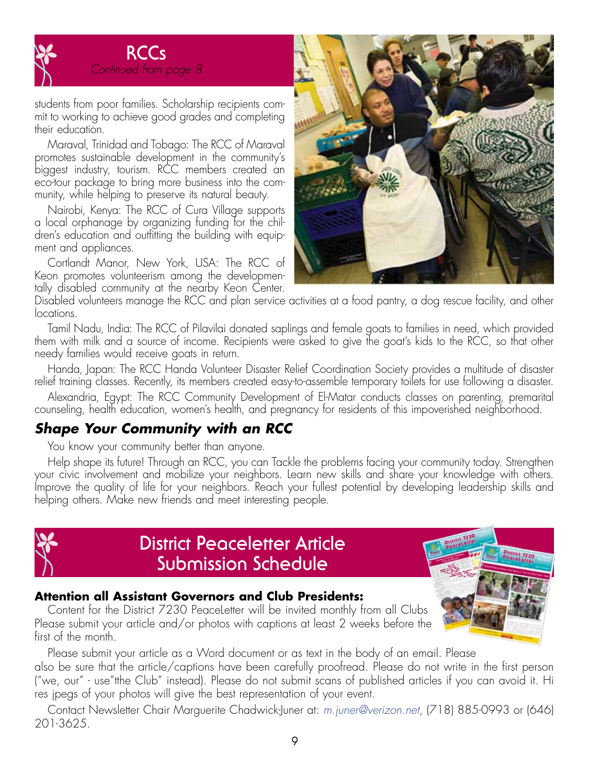## RCCs

*Continued from page 8*

students from poor families. Scholarship recipients commit to working to achieve good grades and completing their education.

Maraval, Trinidad and Tobago: The RCC of Maraval promotes sustainable development in the community's biggest industry, tourism. RCC members created an eco-tour package to bring more business into the community, while helping to preserve its natural beauty.

Nairobi, Kenya: The RCC of Cura Village supports a local orphanage by organizing funding for the children's education and outfitting the building with equipment and appliances.

Cortlandt Manor, New York, USA: The RCC of Keon promotes volunteerism among the developmentally disabled community at the nearby Keon Center. Disabled volunteers manage the RCC and plan service activities at a food pantry, a dog rescue facility, and other locations.

Tamil Nadu, India: The RCC of Pilavilai donated saplings and female goats to families in need, which provided them with milk and a source of income. Recipients were asked to give the goat's kids to the RCC, so that other needy families would receive goats in return.

Handa, Japan: The RCC Handa Volunteer Disaster Relief Coordination Society provides a multitude of disaster relief training classes. Recently, its members created easy-to-assemble temporary toilets for use following a disaster.

Alexandria, Egypt: The RCC Community Development of El-Matar conducts classes on parenting, premarital counseling, health education, women's health, and pregnancy for residents of this impoverished neighborhood.

### *Shape Your Community with an RCC*

You know your community better than anyone.

Help shape its future! Through an RCC, you can Tackle the problems facing your community today. Strengthen your civic involvement and mobilize your neighbors. Learn new skills and share your knowledge with others. Improve the quality of life for your neighbors. Reach your fullest potential by developing leadership skills and helping others. Make new friends and meet interesting people.

## District Peaceletter Article Submission Schedule

**Attention all Assistant Governors and Club Presidents:**

Content for the District 7230 PeaceLetter will be invited monthly from all Clubs Please submit your article and/or photos with captions at least 2 weeks before the first of the month.

Please submit your article as a Word document or as text in the body of an email. Please also be sure that the article/captions have been carefully proofread. Please do not write in the first person ("we, our" - use"tthe Club" instead). Please do not submit scans of published articles if you can avoid it. Hi res jpegs of your photos will give the best representation of your event.

Contact Newsletter Chair Marguerite Chadwick-Juner at: *m.juner@verizon.net*, (718) 885-0993 or (646) 201-3625.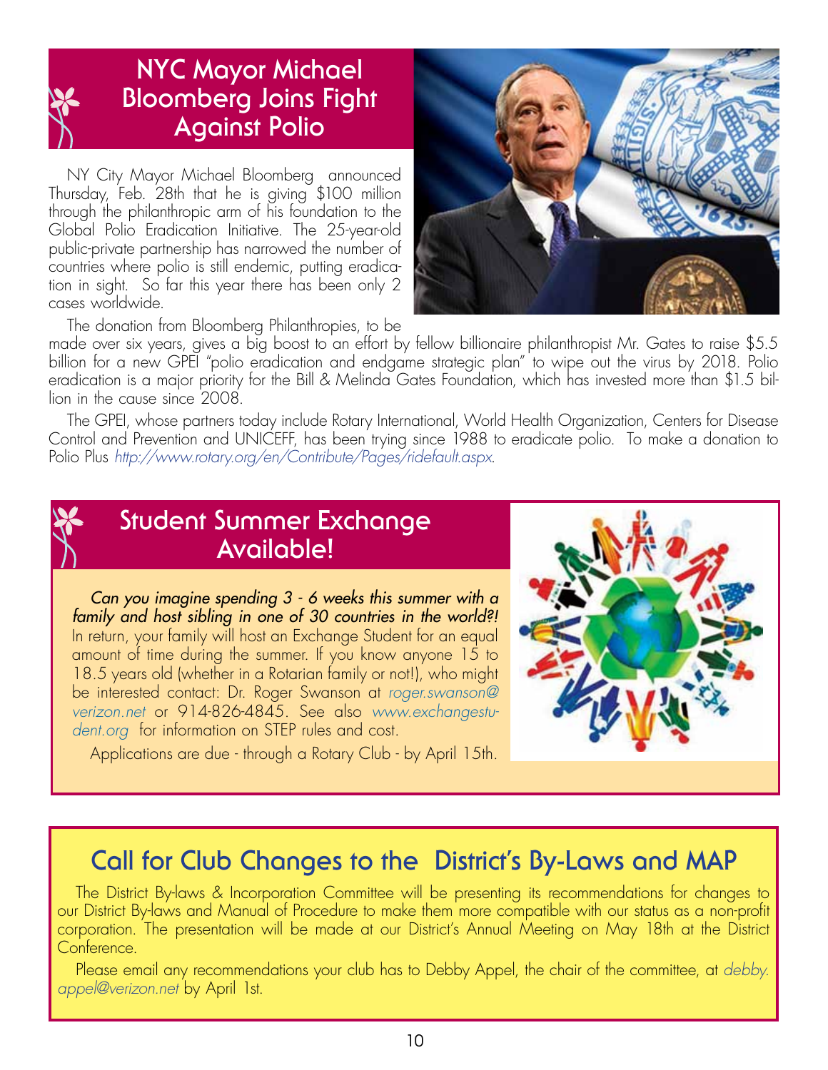## NYC Mayor Michael Bloomberg Joins Fight Against Polio

NY City Mayor Michael Bloomberg announced Thursday, Feb. 28th that he is giving $100 million through the philanthropic arm of his foundation to the Global Polio Eradication Initiative. The 25-year-old public-private partnership has narrowed the number of countries where polio is still endemic, putting eradication in sight. So far this year there has been only 2 cases worldwide.

The donation from Bloomberg Philanthropies, to be made over six years, gives a big boost to an effort by fellow billionaire philanthropist Mr. Gates to raise $5.5 billion for a new GPEI "polio eradication and endgame strategic plan" to wipe out the virus by 2018. Polio eradication is a major priority for the Bill & Melinda Gates Foundation, which has invested more than $1.5 billion in the cause since 2008.

The GPEI, whose partners today include Rotary International, World Health Organization, Centers for Disease Control and Prevention and UNICEFF, has been trying since 1988 to eradicate polio. To make a donation to Polio Plus *http://www.rotary.org/en/Contribute/Pages/ridefault.aspx*.

## Student Summer Exchange Available!

*Can you imagine spending 3 - 6 weeks this summer with a family and host sibling in one of 30 countries in the world?!* In return, your family will host an Exchange Student for an equal amount of time during the summer. If you know anyone 15 to 18.5 years old (whether in a Rotarian family or not!), who might be interested contact: Dr. Roger Swanson at *roger.swanson@verizon.net* or 914-826-4845. See also *www.exchangestudent.org* for information on STEP rules and cost.

Applications are due - through a Rotary Club - by April 15th.

## Call for Club Changes to the District's By-Laws and MAP

The District By-laws & Incorporation Committee will be presenting its recommendations for changes to our District By-laws and Manual of Procedure to make them more compatible with our status as a non-profit corporation. The presentation will be made at our District's Annual Meeting on May 18th at the District Conference.

Please email any recommendations your club has to Debby Appel, the chair of the committee, at *debby.appel@verizon.net* by April 1st.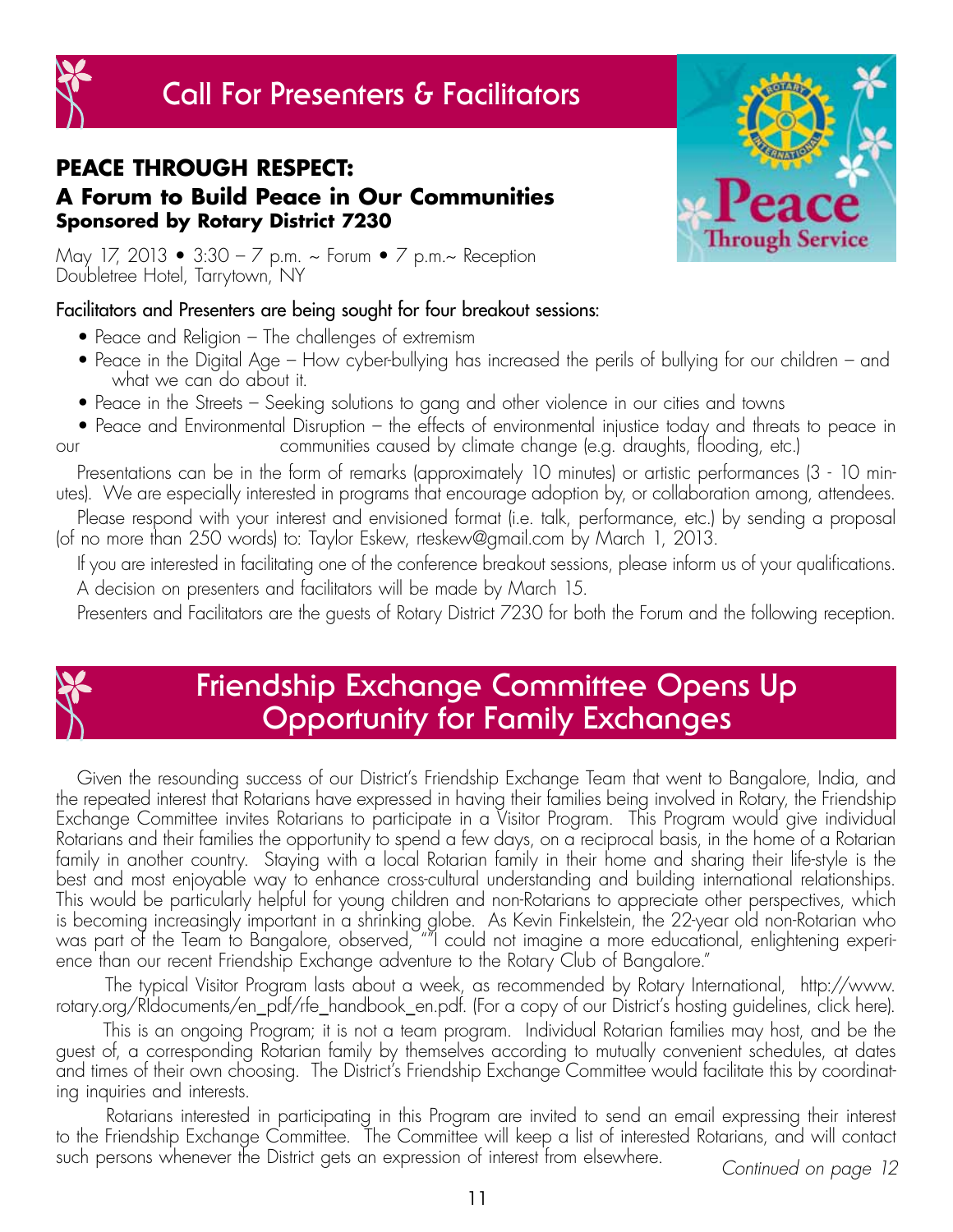# Call For Presenters & Facilitators

## PEACE THROUGH RESPECT:
### A Forum to Build Peace in Our Communities
**Sponsored by Rotary District 7230**

May 17, 2013 • 3:30 – 7 p.m. ~ Forum • 7 p.m.~ Reception
Doubletree Hotel, Tarrytown, NY

Facilitators and Presenters are being sought for four breakout sessions:

- Peace and Religion – The challenges of extremism
- Peace in the Digital Age – How cyber-bullying has increased the perils of bullying for our children – and what we can do about it.
- Peace in the Streets – Seeking solutions to gang and other violence in our cities and towns
- Peace and Environmental Disruption – the effects of environmental injustice today and threats to peace in our communities caused by climate change (e.g. draughts, flooding, etc.)

Presentations can be in the form of remarks (approximately 10 minutes) or artistic performances (3 - 10 minutes). We are especially interested in programs that encourage adoption by, or collaboration among, attendees.

Please respond with your interest and envisioned format (i.e. talk, performance, etc.) by sending a proposal (of no more than 250 words) to: Taylor Eskew, rteskew@gmail.com by March 1, 2013.

If you are interested in facilitating one of the conference breakout sessions, please inform us of your qualifications.

A decision on presenters and facilitators will be made by March 15.

Presenters and Facilitators are the guests of Rotary District 7230 for both the Forum and the following reception.

# Friendship Exchange Committee Opens Up Opportunity for Family Exchanges

Given the resounding success of our District's Friendship Exchange Team that went to Bangalore, India, and the repeated interest that Rotarians have expressed in having their families being involved in Rotary, the Friendship Exchange Committee invites Rotarians to participate in a Visitor Program. This Program would give individual Rotarians and their families the opportunity to spend a few days, on a reciprocal basis, in the home of a Rotarian family in another country. Staying with a local Rotarian family in their home and sharing their life-style is the best and most enjoyable way to enhance cross-cultural understanding and building international relationships. This would be particularly helpful for young children and non-Rotarians to appreciate other perspectives, which is becoming increasingly important in a shrinking globe. As Kevin Finkelstein, the 22-year old non-Rotarian who was part of the Team to Bangalore, observed, ""I could not imagine a more educational, enlightening experience than our recent Friendship Exchange adventure to the Rotary Club of Bangalore."

The typical Visitor Program lasts about a week, as recommended by Rotary International, http://www.rotary.org/RIdocuments/en_pdf/rfe_handbook_en.pdf. (For a copy of our District's hosting guidelines, click here).

This is an ongoing Program; it is not a team program. Individual Rotarian families may host, and be the guest of, a corresponding Rotarian family by themselves according to mutually convenient schedules, at dates and times of their own choosing. The District's Friendship Exchange Committee would facilitate this by coordinating inquiries and interests.

Rotarians interested in participating in this Program are invited to send an email expressing their interest to the Friendship Exchange Committee. The Committee will keep a list of interested Rotarians, and will contact such persons whenever the District gets an expression of interest from elsewhere.

*Continued on page 12*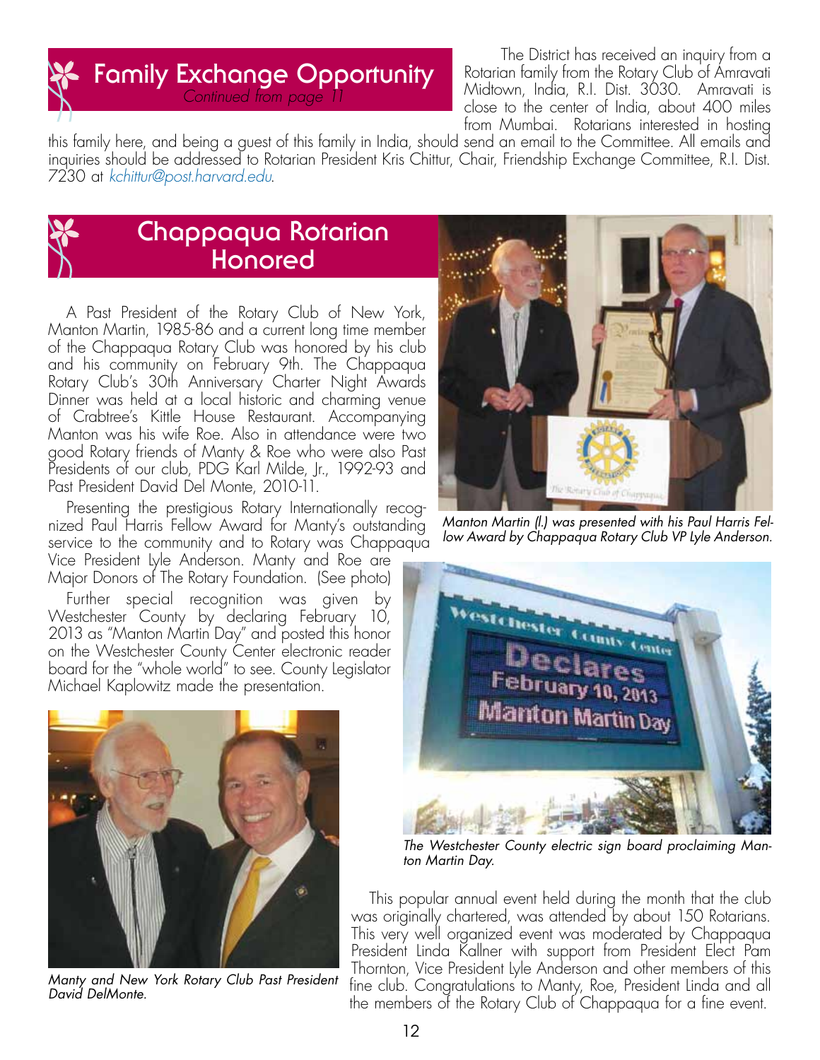## Family Exchange Opportunity

*Continued from page 11*

The District has received an inquiry from a Rotarian family from the Rotary Club of Amravati Midtown, India, R.I. Dist. 3030. Amravati is close to the center of India, about 400 miles from Mumbai. Rotarians interested in hosting this family here, and being a guest of this family in India, should send an email to the Committee. All emails and inquiries should be addressed to Rotarian President Kris Chittur, Chair, Friendship Exchange Committee, R.I. Dist. 7230 at *kchittur@post.harvard.edu*.

## Chappaqua Rotarian Honored

A Past President of the Rotary Club of New York, Manton Martin, 1985-86 and a current long time member of the Chappaqua Rotary Club was honored by his club and his community on February 9th. The Chappaqua Rotary Club's 30th Anniversary Charter Night Awards Dinner was held at a local historic and charming venue of Crabtree's Kittle House Restaurant. Accompanying Manton was his wife Roe. Also in attendance were two good Rotary friends of Manty & Roe who were also Past Presidents of our club, PDG Karl Milde, Jr., 1992-93 and Past President David Del Monte, 2010-11.

Presenting the prestigious Rotary Internationally recognized Paul Harris Fellow Award for Manty's outstanding service to the community and to Rotary was Chappaqua Vice President Lyle Anderson. Manty and Roe are Major Donors of The Rotary Foundation. (See photo)

*Manton Martin (l.) was presented with his Paul Harris Fellow Award by Chappaqua Rotary Club VP Lyle Anderson.*

Further special recognition was given by Westchester County by declaring February 10, 2013 as "Manton Martin Day" and posted this honor on the Westchester County Center electronic reader board for the "whole world" to see. County Legislator Michael Kaplowitz made the presentation.

*The Westchester County electric sign board proclaiming Manton Martin Day.*

*Manty and New York Rotary Club Past President David DelMonte.*

This popular annual event held during the month that the club was originally chartered, was attended by about 150 Rotarians. This very well organized event was moderated by Chappaqua President Linda Kallner with support from President Elect Pam Thornton, Vice President Lyle Anderson and other members of this fine club. Congratulations to Manty, Roe, President Linda and all the members of the Rotary Club of Chappaqua for a fine event.